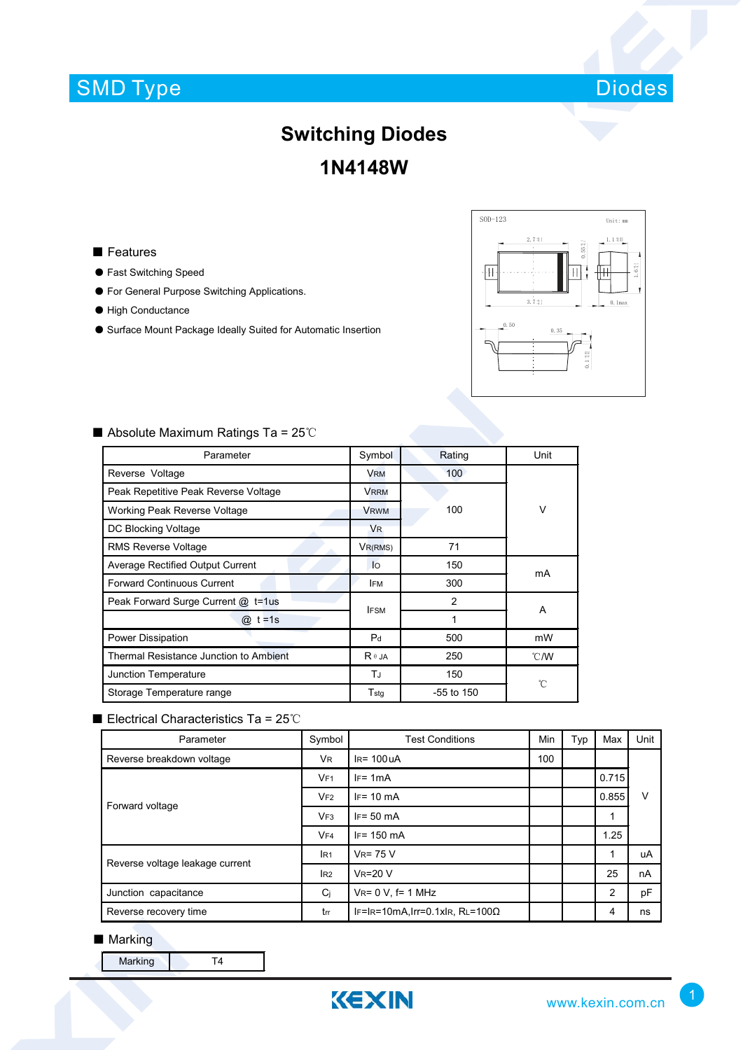SMD Type　　Diodes

# Switching Diodes

# 1N4148W

## ■ Features

- Fast Switching Speed
- For General Purpose Switching Applications.
- High Conductance
- Surface Mount Package Ideally Suited for Automatic Insertion

## ■ Absolute Maximum Ratings Ta = 25℃

| Parameter | Symbol | Rating | Unit |
|---|---|---|---|
| Reverse Voltage | $V_{RM}$ | 100 | V |
| Peak Repetitive Peak Reverse Voltage | $V_{RRM}$ | 100 | V |
| Working Peak Reverse Voltage | $V_{RWM}$ | 100 | V |
| DC Blocking Voltage | $V_R$ | 100 | V |
| RMS Reverse Voltage | $V_{R(RMS)}$ | 71 | V |
| Average Rectified Output Current | $I_O$ | 150 | mA |
| Forward Continuous Current | $I_{FM}$ | 300 | mA |
| Peak Forward Surge Current @ t=1us | $I_{FSM}$ | 2 | A |
| @ t =1s | $I_{FSM}$ | 1 | A |
| Power Dissipation | $P_d$ | 500 | mW |
| Thermal Resistance Junction to Ambient | $R_{\theta JA}$ | 250 | ℃/W |
| Junction Temperature | $T_J$ | 150 | ℃ |
| Storage Temperature range | $T_{stg}$ | -55 to 150 | ℃ |

## ■ Electrical Characteristics Ta = 25℃

| Parameter | Symbol | Test Conditions | Min | Typ | Max | Unit |
|---|---|---|---|---|---|---|
| Reverse breakdown voltage | $V_R$ | $I_R$= 100uA | 100 | | | V |
| Forward voltage | $V_{F1}$ | $I_F$= 1mA | | | 0.715 | V |
| | $V_{F2}$ | $I_F$= 10 mA | | | 0.855 | V |
| | $V_{F3}$ | $I_F$= 50 mA | | | 1 | V |
| | $V_{F4}$ | $I_F$= 150 mA | | | 1.25 | V |
| Reverse voltage leakage current | $I_{R1}$ | $V_R$= 75 V | | | 1 | uA |
| | $I_{R2}$ | $V_R$=20 V | | | 25 | nA |
| Junction capacitance | $C_j$ | $V_R$= 0 V, f= 1 MHz | | | 2 | pF |
| Reverse recovery time | $t_{rr}$ | $I_F$=$I_R$=10mA,Irr=0.1x$I_R$, $R_L$=100Ω | | | 4 | ns |

## ■ Marking

| Marking | T4 |
|---|---|

www.kexin.com.cn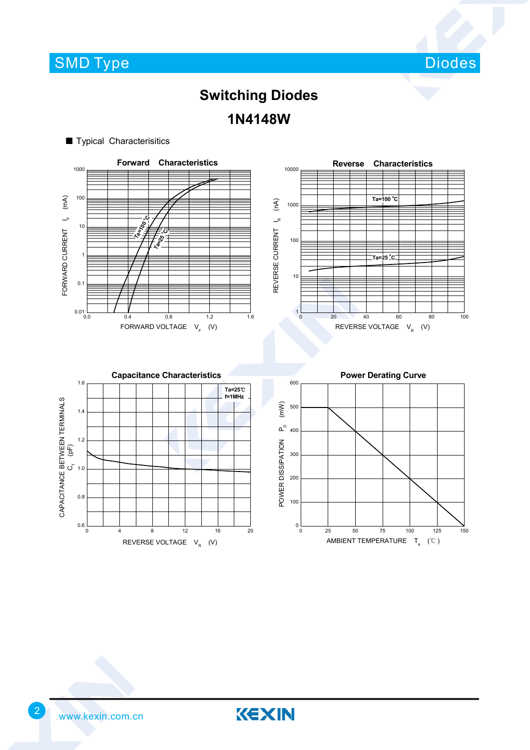# Switching Diodes

## 1N4148W

■ Typical Characterisitics

**Forward Characteristics**

FORWARD CURRENT $I_F$ (mA)

1000
100
10
1
0.1
0.01

0.0 0.4 0.8 1.2 1.6

FORWARD VOLTAGE $V_F$ (V)

Ta=100 °C
Ta=25 °C

**Reverse Characteristics**

REVERSE CURRENT $I_R$ (nA)

10000
1000
100
10
1

0 20 40 60 80 100

REVERSE VOLTAGE $V_R$ (V)

Ta=100 °C
Ta=25 °C

**Capacitance Characteristics**

CAPACITANCE BETWEEN TERMINALS $C_T$ (pF)

1.6
1.4
1.2
1.0
0.8
0.6

0 4 8 12 16 20

REVERSE VOLTAGE $V_R$ (V)

Ta=25℃
f=1MHz

**Power Derating Curve**

POWER DISSIPATION $P_D$ (mW)

600
500
400
300
200
100
0

0 25 50 75 100 125 150

AMBIENT TEMPERATURE $T_a$ (℃)